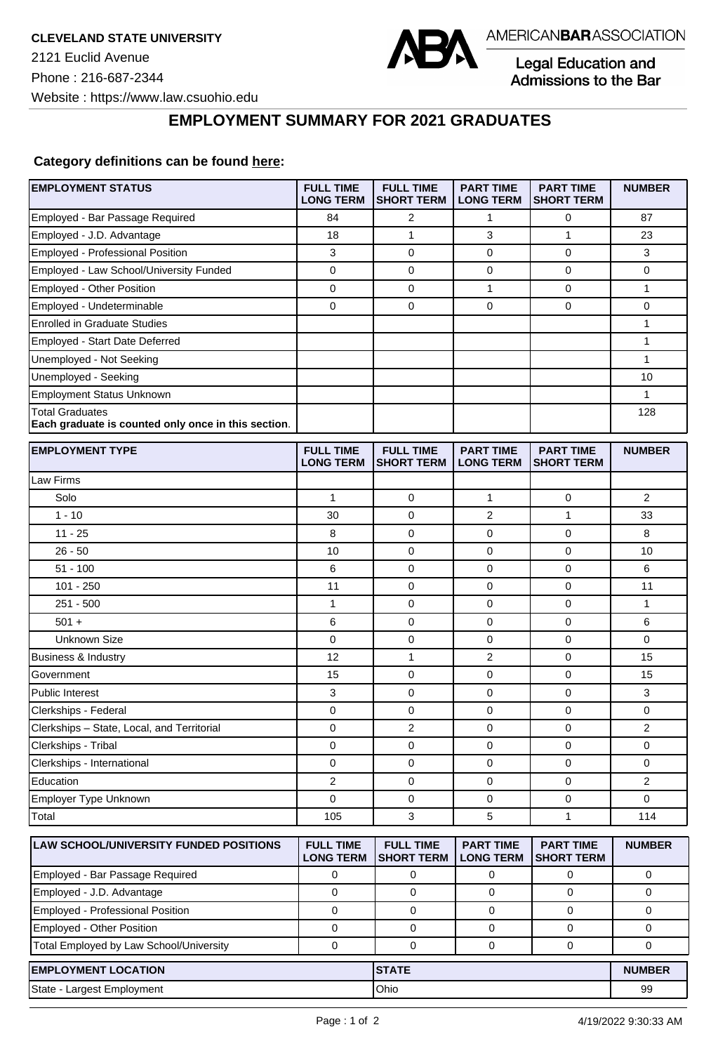**CLEVELAND STATE UNIVERSITY**

2121 Euclid Avenue

Phone : 216-687-2344

Website : https://www.law.csuohio.edu

AMERICANBARASSOCIATION

Legal Education and Admissions to the Bar

## EMPLOYMENT SUMMARY FOR 2021 GRADUATES

**Category definitions can be found here:**

| EMPLOYMENT STATUS | FULL TIME LONG TERM | FULL TIME SHORT TERM | PART TIME LONG TERM | PART TIME SHORT TERM | NUMBER |
|---|---|---|---|---|---|
| Employed - Bar Passage Required | 84 | 2 | 1 | 0 | 87 |
| Employed - J.D. Advantage | 18 | 1 | 3 | 1 | 23 |
| Employed - Professional Position | 3 | 0 | 0 | 0 | 3 |
| Employed - Law School/University Funded | 0 | 0 | 0 | 0 | 0 |
| Employed - Other Position | 0 | 0 | 1 | 0 | 1 |
| Employed - Undeterminable | 0 | 0 | 0 | 0 | 0 |
| Enrolled in Graduate Studies | | | | | 1 |
| Employed - Start Date Deferred | | | | | 1 |
| Unemployed - Not Seeking | | | | | 1 |
| Unemployed - Seeking | | | | | 10 |
| Employment Status Unknown | | | | | 1 |
| Total Graduates **Each graduate is counted only once in this section**. | | | | | 128 |

| EMPLOYMENT TYPE | FULL TIME LONG TERM | FULL TIME SHORT TERM | PART TIME LONG TERM | PART TIME SHORT TERM | NUMBER |
|---|---|---|---|---|---|
| Law Firms | | | | | |
| Solo | 1 | 0 | 1 | 0 | 2 |
| 1 - 10 | 30 | 0 | 2 | 1 | 33 |
| 11 - 25 | 8 | 0 | 0 | 0 | 8 |
| 26 - 50 | 10 | 0 | 0 | 0 | 10 |
| 51 - 100 | 6 | 0 | 0 | 0 | 6 |
| 101 - 250 | 11 | 0 | 0 | 0 | 11 |
| 251 - 500 | 1 | 0 | 0 | 0 | 1 |
| 501 + | 6 | 0 | 0 | 0 | 6 |
| Unknown Size | 0 | 0 | 0 | 0 | 0 |
| Business & Industry | 12 | 1 | 2 | 0 | 15 |
| Government | 15 | 0 | 0 | 0 | 15 |
| Public Interest | 3 | 0 | 0 | 0 | 3 |
| Clerkships - Federal | 0 | 0 | 0 | 0 | 0 |
| Clerkships – State, Local, and Territorial | 0 | 2 | 0 | 0 | 2 |
| Clerkships - Tribal | 0 | 0 | 0 | 0 | 0 |
| Clerkships - International | 0 | 0 | 0 | 0 | 0 |
| Education | 2 | 0 | 0 | 0 | 2 |
| Employer Type Unknown | 0 | 0 | 0 | 0 | 0 |
| Total | 105 | 3 | 5 | 1 | 114 |

| LAW SCHOOL/UNIVERSITY FUNDED POSITIONS | FULL TIME LONG TERM | FULL TIME SHORT TERM | PART TIME LONG TERM | PART TIME SHORT TERM | NUMBER |
|---|---|---|---|---|---|
| Employed - Bar Passage Required | 0 | 0 | 0 | 0 | 0 |
| Employed - J.D. Advantage | 0 | 0 | 0 | 0 | 0 |
| Employed - Professional Position | 0 | 0 | 0 | 0 | 0 |
| Employed - Other Position | 0 | 0 | 0 | 0 | 0 |
| Total Employed by Law School/University | 0 | 0 | 0 | 0 | 0 |

| EMPLOYMENT LOCATION | STATE | NUMBER |
|---|---|---|
| State - Largest Employment | Ohio | 99 |

4/19/2022 9:30:33 AM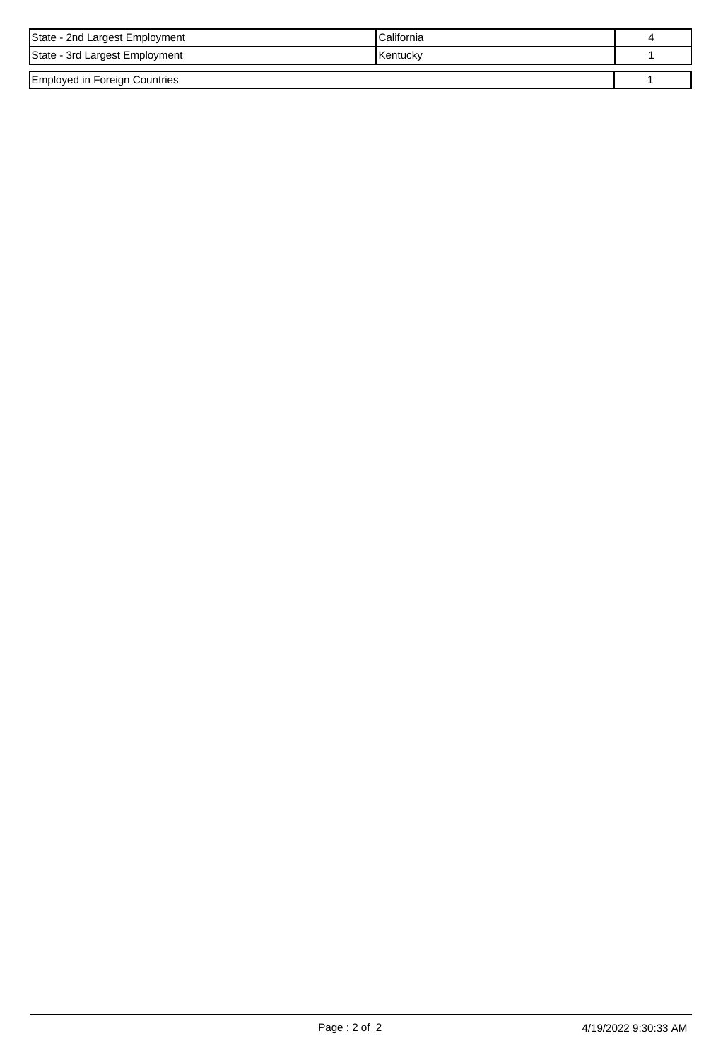| | | |
|---|---|---|
| State - 2nd Largest Employment | California | 4 |
| State - 3rd Largest Employment | Kentucky | 1 |
| Employed in Foreign Countries | | 1 |